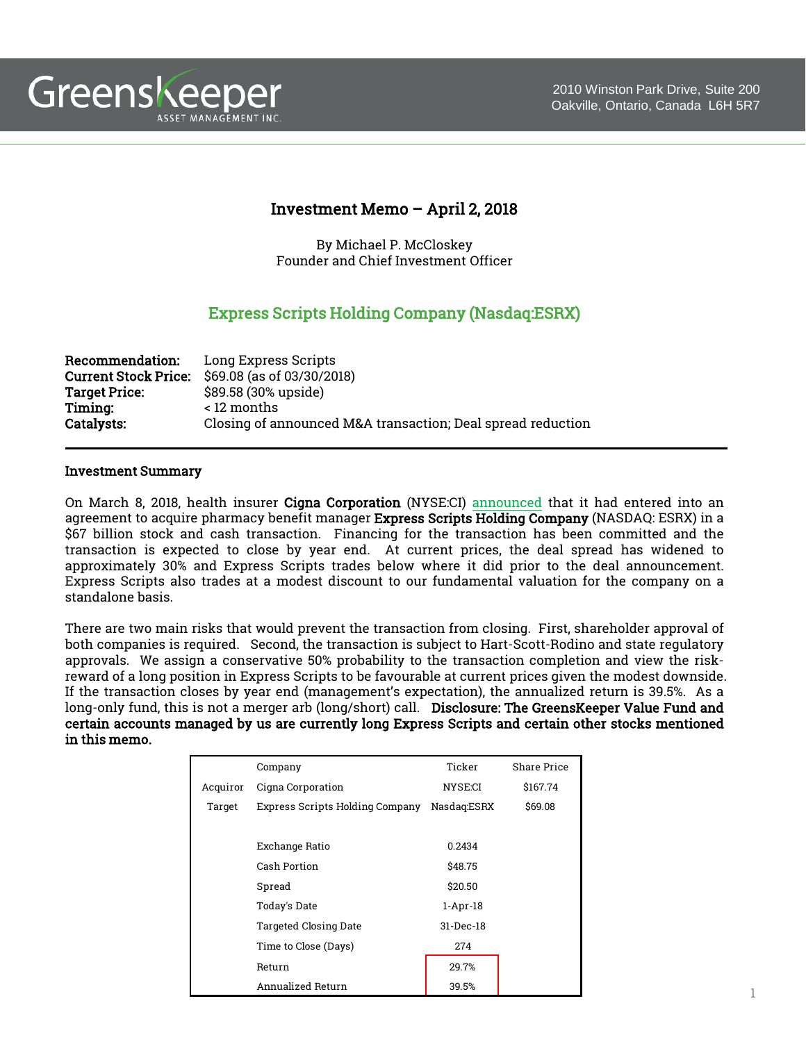GreensKeeper ASSET MANAGEMENT INC.

2010 Winston Park Drive, Suite 200
Oakville, Ontario, Canada L6H 5R7

# Investment Memo – April 2, 2018

By Michael P. McCloskey
Founder and Chief Investment Officer

## Express Scripts Holding Company (Nasdaq:ESRX)

**Recommendation:** Long Express Scripts
**Current Stock Price:** $69.08 (as of 03/30/2018)
**Target Price:** $89.58 (30% upside)
**Timing:** < 12 months
**Catalysts:** Closing of announced M&A transaction; Deal spread reduction

---

### Investment Summary

On March 8, 2018, health insurer **Cigna Corporation** (NYSE:CI) announced that it had entered into an agreement to acquire pharmacy benefit manager **Express Scripts Holding Company** (NASDAQ: ESRX) in a $67 billion stock and cash transaction. Financing for the transaction has been committed and the transaction is expected to close by year end. At current prices, the deal spread has widened to approximately 30% and Express Scripts trades below where it did prior to the deal announcement. Express Scripts also trades at a modest discount to our fundamental valuation for the company on a standalone basis.

There are two main risks that would prevent the transaction from closing. First, shareholder approval of both companies is required. Second, the transaction is subject to Hart-Scott-Rodino and state regulatory approvals. We assign a conservative 50% probability to the transaction completion and view the risk-reward of a long position in Express Scripts to be favourable at current prices given the modest downside. If the transaction closes by year end (management's expectation), the annualized return is 39.5%. As a long-only fund, this is not a merger arb (long/short) call. **Disclosure: The GreensKeeper Value Fund and certain accounts managed by us are currently long Express Scripts and certain other stocks mentioned in this memo.**

| | Company | Ticker | Share Price |
|---|---|---|---|
| Acquiror | Cigna Corporation | NYSE:CI | $167.74 |
| Target | Express Scripts Holding Company | Nasdaq:ESRX | $69.08 |
| | | | |
| | Exchange Ratio | 0.2434 | |
| | Cash Portion | $48.75 | |
| | Spread | $20.50 | |
| | Today's Date | 1-Apr-18 | |
| | Targeted Closing Date | 31-Dec-18 | |
| | Time to Close (Days) | 274 | |
| | Return | 29.7% | |
| | Annualized Return | 39.5% | |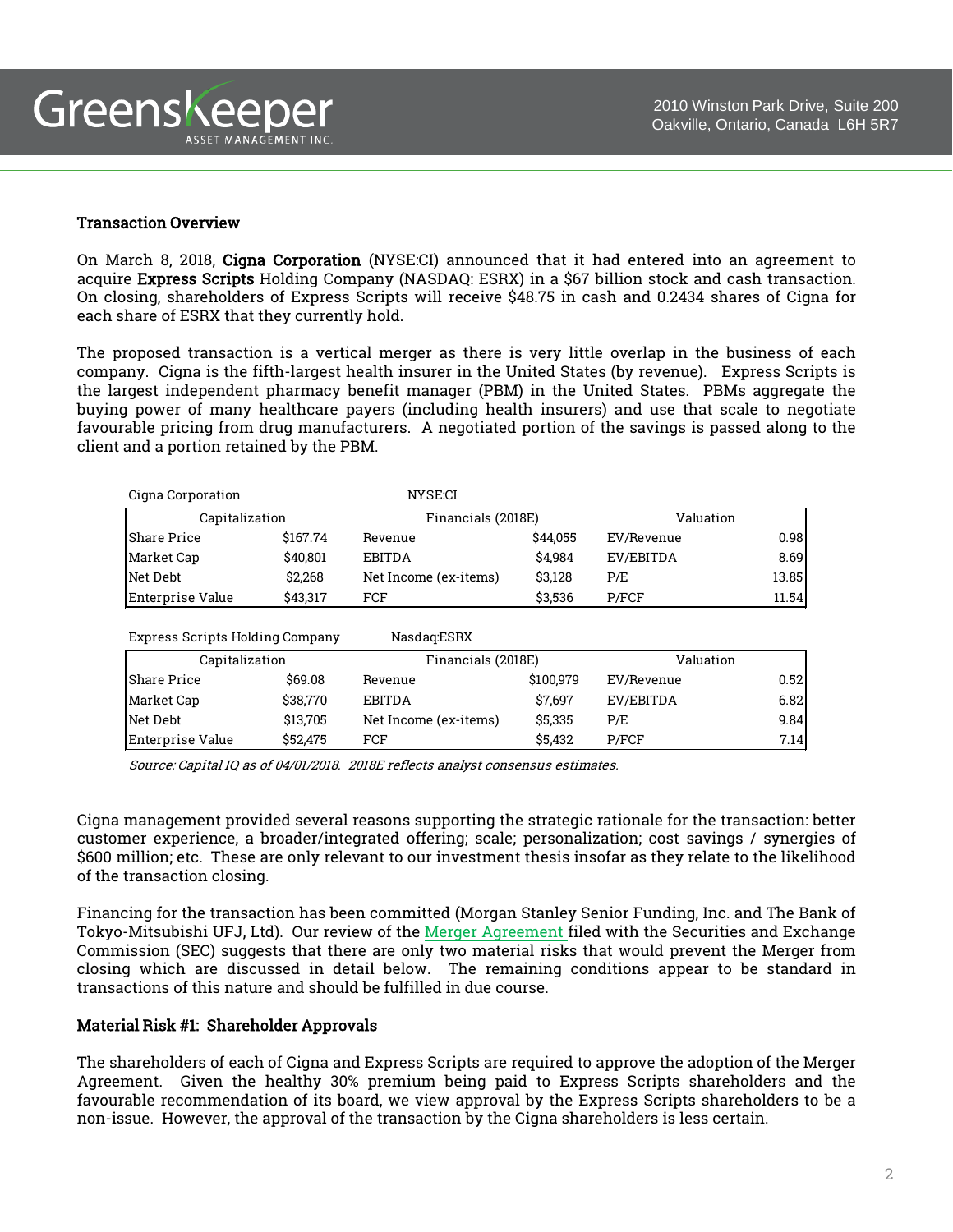## Transaction Overview

On March 8, 2018, **Cigna Corporation** (NYSE:CI) announced that it had entered into an agreement to acquire **Express Scripts** Holding Company (NASDAQ: ESRX) in a $67 billion stock and cash transaction. On closing, shareholders of Express Scripts will receive $48.75 in cash and 0.2434 shares of Cigna for each share of ESRX that they currently hold.

The proposed transaction is a vertical merger as there is very little overlap in the business of each company. Cigna is the fifth-largest health insurer in the United States (by revenue). Express Scripts is the largest independent pharmacy benefit manager (PBM) in the United States. PBMs aggregate the buying power of many healthcare payers (including health insurers) and use that scale to negotiate favourable pricing from drug manufacturers. A negotiated portion of the savings is passed along to the client and a portion retained by the PBM.

Cigna Corporation — NYSE:CI

| Capitalization | | Financials (2018E) | | Valuation | |
|---|---|---|---|---|---|
| Share Price | $167.74 | Revenue | $44,055 | EV/Revenue | 0.98 |
| Market Cap | $40,801 | EBITDA | $4,984 | EV/EBITDA | 8.69 |
| Net Debt | $2,268 | Net Income (ex-items) | $3,128 | P/E | 13.85 |
| Enterprise Value | $43,317 | FCF | $3,536 | P/FCF | 11.54 |

Express Scripts Holding Company — Nasdaq:ESRX

| Capitalization | | Financials (2018E) | | Valuation | |
|---|---|---|---|---|---|
| Share Price | $69.08 | Revenue | $100,979 | EV/Revenue | 0.52 |
| Market Cap | $38,770 | EBITDA | $7,697 | EV/EBITDA | 6.82 |
| Net Debt | $13,705 | Net Income (ex-items) | $5,335 | P/E | 9.84 |
| Enterprise Value | $52,475 | FCF | $5,432 | P/FCF | 7.14 |

*Source: Capital IQ as of 04/01/2018. 2018E reflects analyst consensus estimates.*

Cigna management provided several reasons supporting the strategic rationale for the transaction: better customer experience, a broader/integrated offering; scale; personalization; cost savings / synergies of $600 million; etc. These are only relevant to our investment thesis insofar as they relate to the likelihood of the transaction closing.

Financing for the transaction has been committed (Morgan Stanley Senior Funding, Inc. and The Bank of Tokyo-Mitsubishi UFJ, Ltd). Our review of the Merger Agreement filed with the Securities and Exchange Commission (SEC) suggests that there are only two material risks that would prevent the Merger from closing which are discussed in detail below. The remaining conditions appear to be standard in transactions of this nature and should be fulfilled in due course.

## Material Risk #1: Shareholder Approvals

The shareholders of each of Cigna and Express Scripts are required to approve the adoption of the Merger Agreement. Given the healthy 30% premium being paid to Express Scripts shareholders and the favourable recommendation of its board, we view approval by the Express Scripts shareholders to be a non-issue. However, the approval of the transaction by the Cigna shareholders is less certain.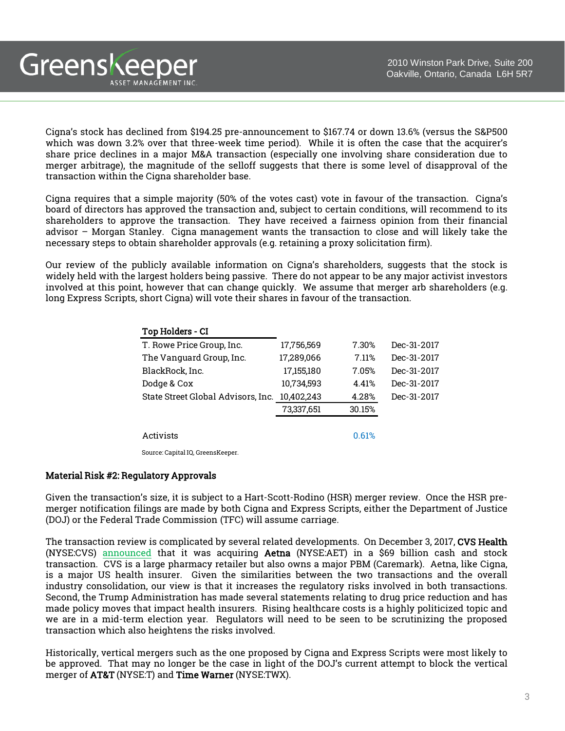Cigna's stock has declined from $194.25 pre-announcement to $167.74 or down 13.6% (versus the S&P500 which was down 3.2% over that three-week time period). While it is often the case that the acquirer's share price declines in a major M&A transaction (especially one involving share consideration due to merger arbitrage), the magnitude of the selloff suggests that there is some level of disapproval of the transaction within the Cigna shareholder base.

Cigna requires that a simple majority (50% of the votes cast) vote in favour of the transaction. Cigna's board of directors has approved the transaction and, subject to certain conditions, will recommend to its shareholders to approve the transaction. They have received a fairness opinion from their financial advisor – Morgan Stanley. Cigna management wants the transaction to close and will likely take the necessary steps to obtain shareholder approvals (e.g. retaining a proxy solicitation firm).

Our review of the publicly available information on Cigna's shareholders, suggests that the stock is widely held with the largest holders being passive. There do not appear to be any major activist investors involved at this point, however that can change quickly. We assume that merger arb shareholders (e.g. long Express Scripts, short Cigna) will vote their shares in favour of the transaction.

| Top Holders - CI | | | |
|---|---|---|---|
| T. Rowe Price Group, Inc. | 17,756,569 | 7.30% | Dec-31-2017 |
| The Vanguard Group, Inc. | 17,289,066 | 7.11% | Dec-31-2017 |
| BlackRock, Inc. | 17,155,180 | 7.05% | Dec-31-2017 |
| Dodge & Cox | 10,734,593 | 4.41% | Dec-31-2017 |
| State Street Global Advisors, Inc. | 10,402,243 | 4.28% | Dec-31-2017 |
| | 73,337,651 | 30.15% | |
| | | | |
| Activists | | 0.61% | |

Source: Capital IQ, GreensKeeper.

**Material Risk #2: Regulatory Approvals**

Given the transaction's size, it is subject to a Hart-Scott-Rodino (HSR) merger review. Once the HSR pre-merger notification filings are made by both Cigna and Express Scripts, either the Department of Justice (DOJ) or the Federal Trade Commission (TFC) will assume carriage.

The transaction review is complicated by several related developments. On December 3, 2017, **CVS Health** (NYSE:CVS) announced that it was acquiring **Aetna** (NYSE:AET) in a $69 billion cash and stock transaction. CVS is a large pharmacy retailer but also owns a major PBM (Caremark). Aetna, like Cigna, is a major US health insurer. Given the similarities between the two transactions and the overall industry consolidation, our view is that it increases the regulatory risks involved in both transactions. Second, the Trump Administration has made several statements relating to drug price reduction and has made policy moves that impact health insurers. Rising healthcare costs is a highly politicized topic and we are in a mid-term election year. Regulators will need to be seen to be scrutinizing the proposed transaction which also heightens the risks involved.

Historically, vertical mergers such as the one proposed by Cigna and Express Scripts were most likely to be approved. That may no longer be the case in light of the DOJ's current attempt to block the vertical merger of **AT&T** (NYSE:T) and **Time Warner** (NYSE:TWX).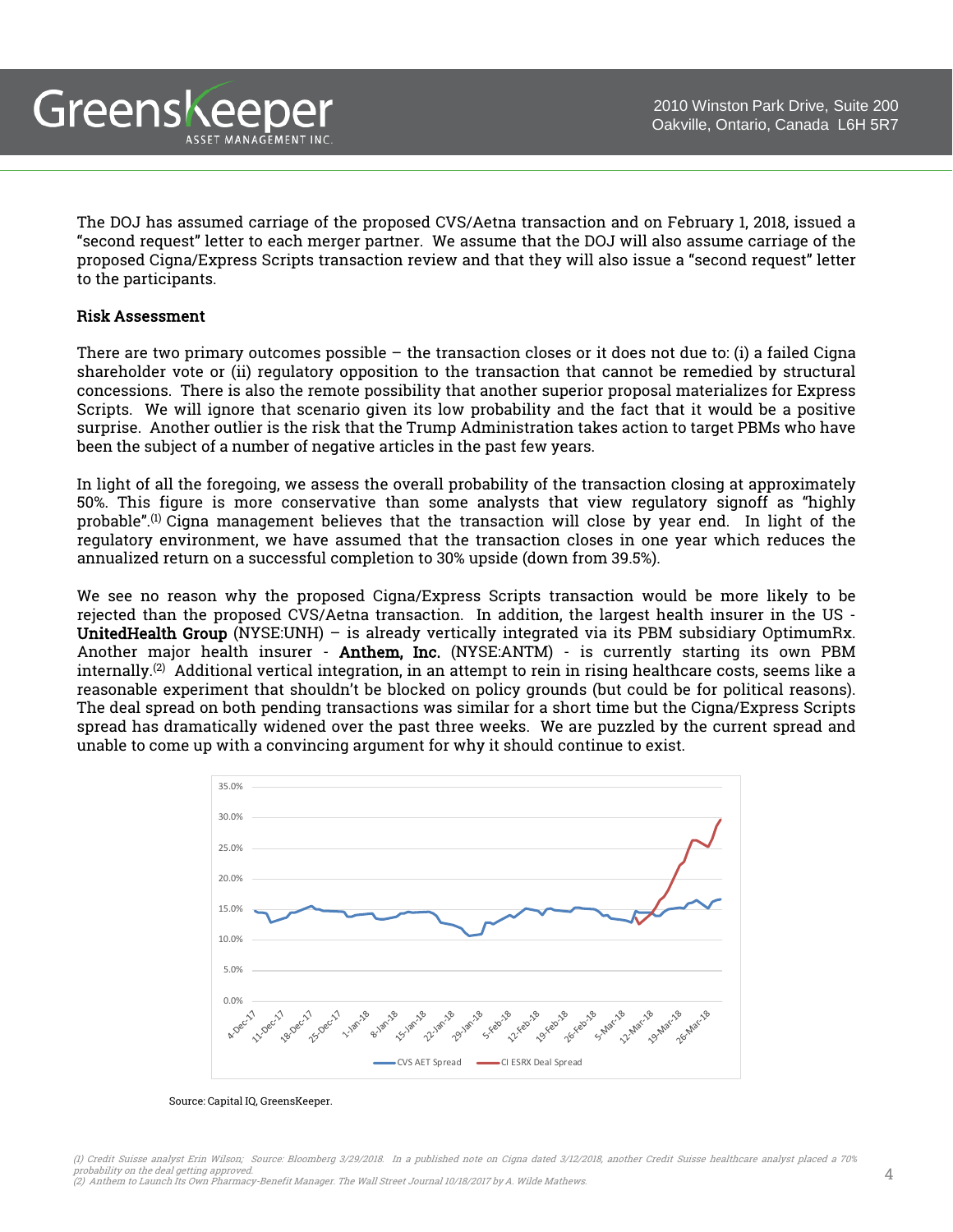The DOJ has assumed carriage of the proposed CVS/Aetna transaction and on February 1, 2018, issued a "second request" letter to each merger partner. We assume that the DOJ will also assume carriage of the proposed Cigna/Express Scripts transaction review and that they will also issue a "second request" letter to the participants.

**Risk Assessment**

There are two primary outcomes possible – the transaction closes or it does not due to: (i) a failed Cigna shareholder vote or (ii) regulatory opposition to the transaction that cannot be remedied by structural concessions. There is also the remote possibility that another superior proposal materializes for Express Scripts. We will ignore that scenario given its low probability and the fact that it would be a positive surprise. Another outlier is the risk that the Trump Administration takes action to target PBMs who have been the subject of a number of negative articles in the past few years.

In light of all the foregoing, we assess the overall probability of the transaction closing at approximately 50%. This figure is more conservative than some analysts that view regulatory signoff as "highly probable".[(1)] Cigna management believes that the transaction will close by year end. In light of the regulatory environment, we have assumed that the transaction closes in one year which reduces the annualized return on a successful completion to 30% upside (down from 39.5%).

We see no reason why the proposed Cigna/Express Scripts transaction would be more likely to be rejected than the proposed CVS/Aetna transaction. In addition, the largest health insurer in the US - **UnitedHealth Group** (NYSE:UNH) – is already vertically integrated via its PBM subsidiary OptimumRx. Another major health insurer - **Anthem, Inc.** (NYSE:ANTM) - is currently starting its own PBM internally.[(2)] Additional vertical integration, in an attempt to rein in rising healthcare costs, seems like a reasonable experiment that shouldn't be blocked on policy grounds (but could be for political reasons). The deal spread on both pending transactions was similar for a short time but the Cigna/Express Scripts spread has dramatically widened over the past three weeks. We are puzzled by the current spread and unable to come up with a convincing argument for why it should continue to exist.

Source: Capital IQ, GreensKeeper.

*(1) Credit Suisse analyst Erin Wilson; Source: Bloomberg 3/29/2018. In a published note on Cigna dated 3/12/2018, another Credit Suisse healthcare analyst placed a 70% probability on the deal getting approved.*
*(2) Anthem to Launch Its Own Pharmacy-Benefit Manager. The Wall Street Journal 10/18/2017 by A. Wilde Mathews.*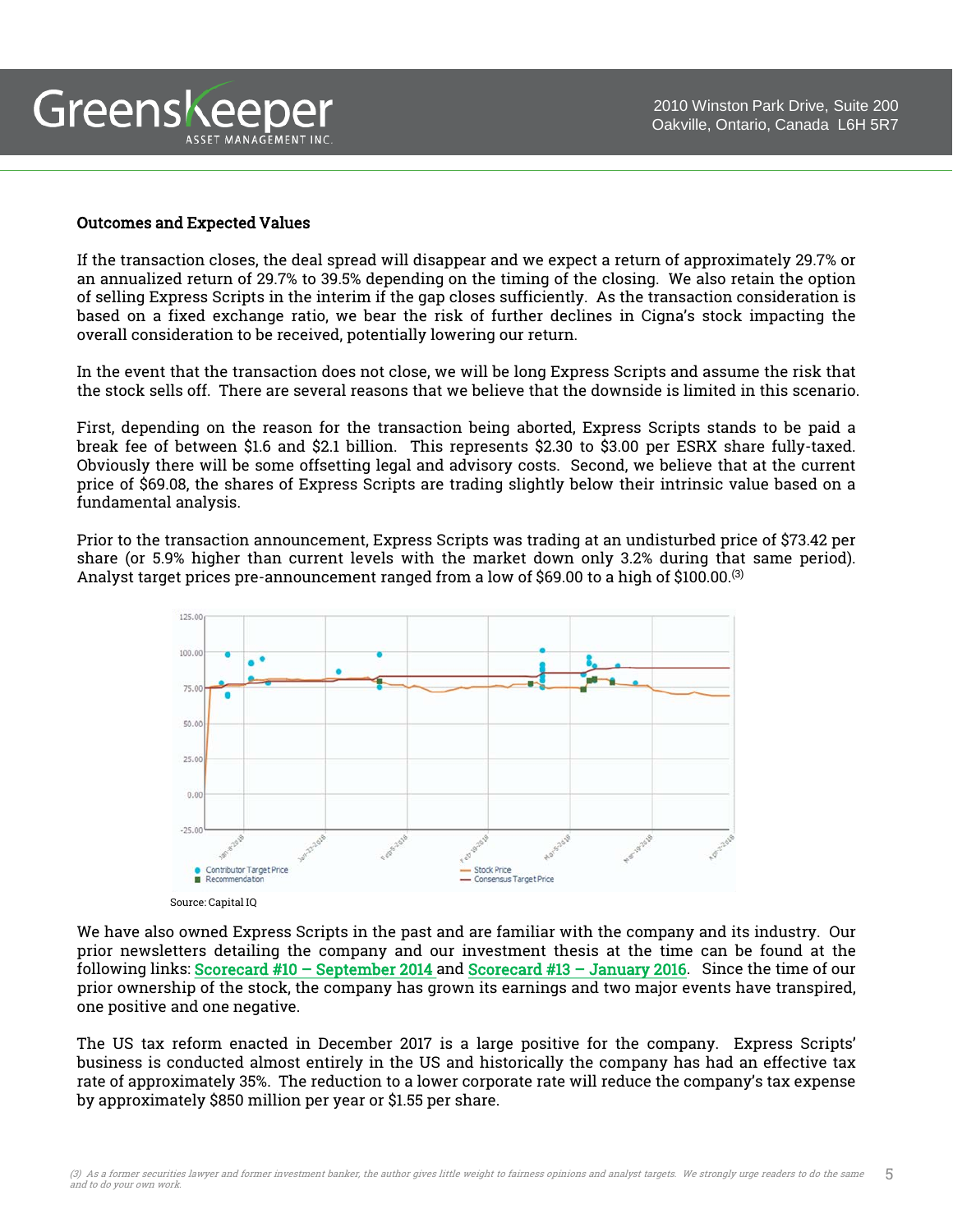**Outcomes and Expected Values**

If the transaction closes, the deal spread will disappear and we expect a return of approximately 29.7% or an annualized return of 29.7% to 39.5% depending on the timing of the closing. We also retain the option of selling Express Scripts in the interim if the gap closes sufficiently. As the transaction consideration is based on a fixed exchange ratio, we bear the risk of further declines in Cigna's stock impacting the overall consideration to be received, potentially lowering our return.

In the event that the transaction does not close, we will be long Express Scripts and assume the risk that the stock sells off. There are several reasons that we believe that the downside is limited in this scenario.

First, depending on the reason for the transaction being aborted, Express Scripts stands to be paid a break fee of between $1.6 and $2.1 billion. This represents $2.30 to $3.00 per ESRX share fully-taxed. Obviously there will be some offsetting legal and advisory costs. Second, we believe that at the current price of $69.08, the shares of Express Scripts are trading slightly below their intrinsic value based on a fundamental analysis.

Prior to the transaction announcement, Express Scripts was trading at an undisturbed price of $73.42 per share (or 5.9% higher than current levels with the market down only 3.2% during that same period). Analyst target prices pre-announcement ranged from a low of $69.00 to a high of $100.00.[3]

Source: Capital IQ

We have also owned Express Scripts in the past and are familiar with the company and its industry. Our prior newsletters detailing the company and our investment thesis at the time can be found at the following links: Scorecard #10 – September 2014 and Scorecard #13 – January 2016. Since the time of our prior ownership of the stock, the company has grown its earnings and two major events have transpired, one positive and one negative.

The US tax reform enacted in December 2017 is a large positive for the company. Express Scripts' business is conducted almost entirely in the US and historically the company has had an effective tax rate of approximately 35%. The reduction to a lower corporate rate will reduce the company's tax expense by approximately $850 million per year or $1.55 per share.

*(3) As a former securities lawyer and former investment banker, the author gives little weight to fairness opinions and analyst targets. We strongly urge readers to do the same and to do your own work.*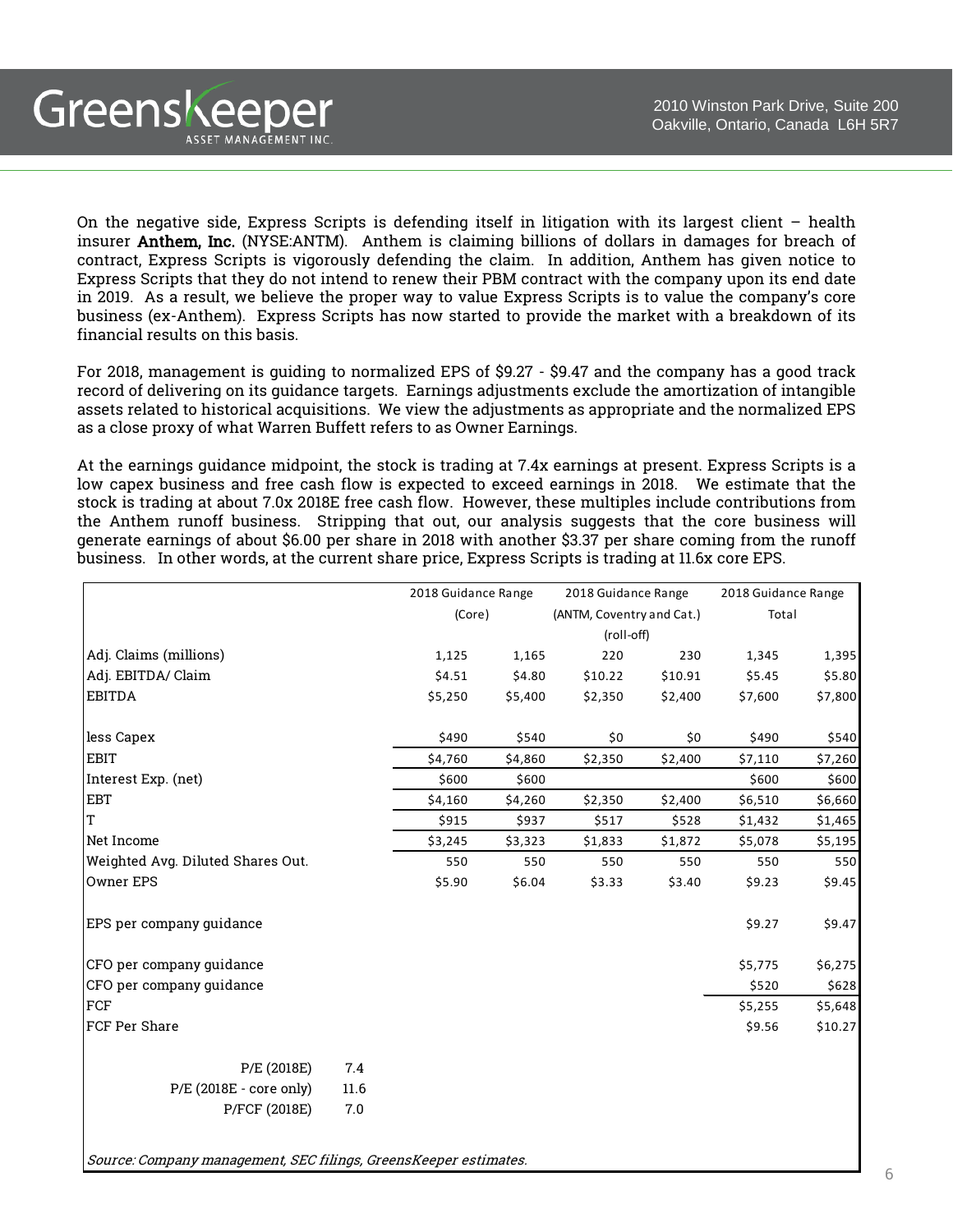On the negative side, Express Scripts is defending itself in litigation with its largest client – health insurer **Anthem, Inc.** (NYSE:ANTM). Anthem is claiming billions of dollars in damages for breach of contract, Express Scripts is vigorously defending the claim. In addition, Anthem has given notice to Express Scripts that they do not intend to renew their PBM contract with the company upon its end date in 2019. As a result, we believe the proper way to value Express Scripts is to value the company's core business (ex-Anthem). Express Scripts has now started to provide the market with a breakdown of its financial results on this basis.

For 2018, management is guiding to normalized EPS of $9.27 - $9.47 and the company has a good track record of delivering on its guidance targets. Earnings adjustments exclude the amortization of intangible assets related to historical acquisitions. We view the adjustments as appropriate and the normalized EPS as a close proxy of what Warren Buffett refers to as Owner Earnings.

At the earnings guidance midpoint, the stock is trading at 7.4x earnings at present. Express Scripts is a low capex business and free cash flow is expected to exceed earnings in 2018. We estimate that the stock is trading at about 7.0x 2018E free cash flow. However, these multiples include contributions from the Anthem runoff business. Stripping that out, our analysis suggests that the core business will generate earnings of about $6.00 per share in 2018 with another $3.37 per share coming from the runoff business. In other words, at the current share price, Express Scripts is trading at 11.6x core EPS.

| | | 2018 Guidance Range (Core) | | 2018 Guidance Range (ANTM, Coventry and Cat.) (roll-off) | | 2018 Guidance Range Total | |
|---|---|---|---|---|---|---|---|
| Adj. Claims (millions) | | 1,125 | 1,165 | 220 | 230 | 1,345 | 1,395 |
| Adj. EBITDA/ Claim | | $4.51 | $4.80 | $10.22 | $10.91 | $5.45 | $5.80 |
| EBITDA | | $5,250 | $5,400 | $2,350 | $2,400 | $7,600 | $7,800 |
| | | | | | | | |
| less Capex | | $490 | $540 | $0 | $0 | $490 | $540 |
| EBIT | | $4,760 | $4,860 | $2,350 | $2,400 | $7,110 | $7,260 |
| Interest Exp. (net) | | $600 | $600 | | | $600 | $600 |
| EBT | | $4,160 | $4,260 | $2,350 | $2,400 | $6,510 | $6,660 |
| T | | $915 | $937 | $517 | $528 | $1,432 | $1,465 |
| Net Income | | $3,245 | $3,323 | $1,833 | $1,872 | $5,078 | $5,195 |
| Weighted Avg. Diluted Shares Out. | | 550 | 550 | 550 | 550 | 550 | 550 |
| Owner EPS | | $5.90 | $6.04 | $3.33 | $3.40 | $9.23 | $9.45 |
| | | | | | | | |
| EPS per company guidance | | | | | | $9.27 | $9.47 |
| | | | | | | | |
| CFO per company guidance | | | | | | $5,775 | $6,275 |
| CFO per company guidance | | | | | | $520 | $628 |
| FCF | | | | | | $5,255 | $5,648 |
| FCF Per Share | | | | | | $9.56 | $10.27 |
| | | | | | | | |
| P/E (2018E) | 7.4 | | | | | | |
| P/E (2018E - core only) | 11.6 | | | | | | |
| P/FCF (2018E) | 7.0 | | | | | | |

*Source: Company management, SEC filings, GreensKeeper estimates.*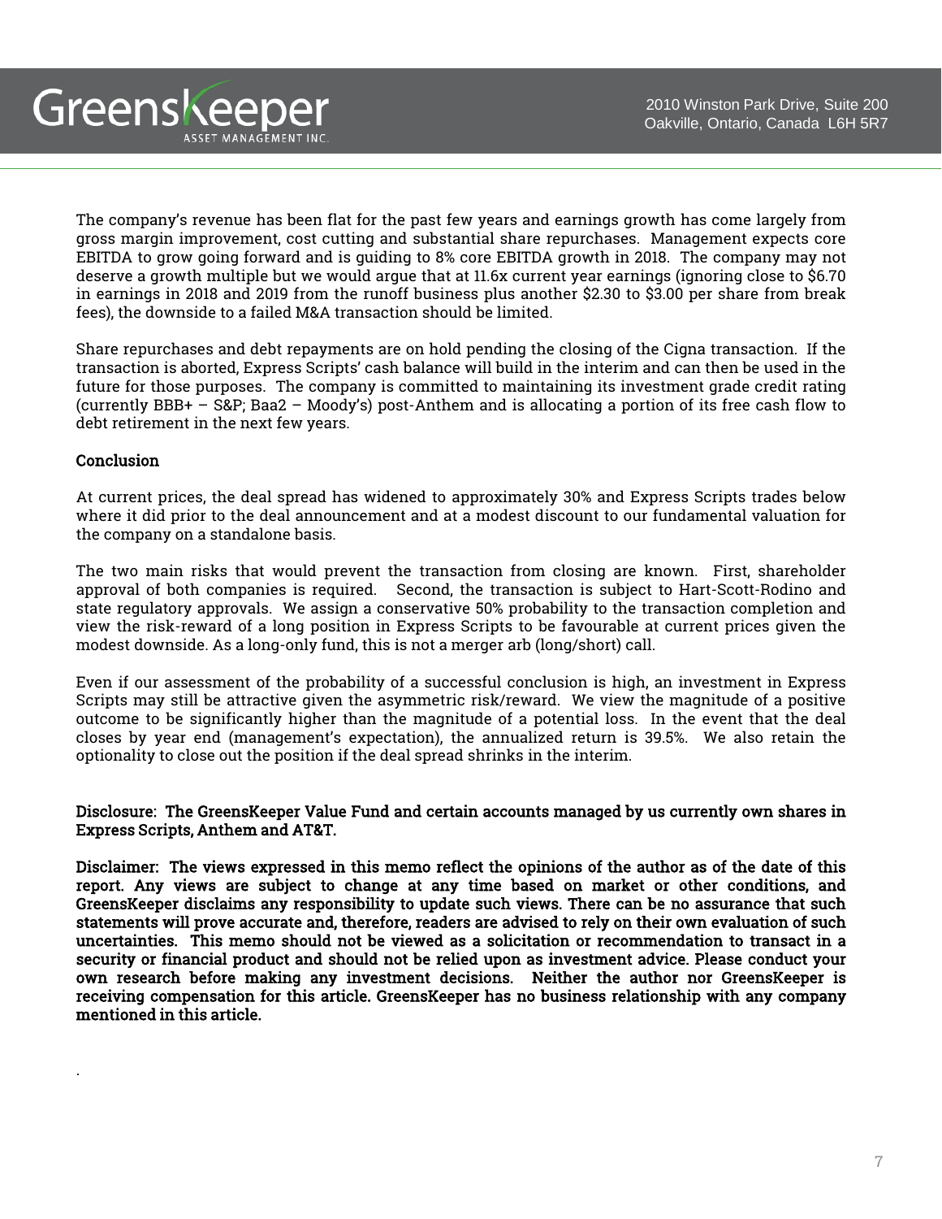The company's revenue has been flat for the past few years and earnings growth has come largely from gross margin improvement, cost cutting and substantial share repurchases. Management expects core EBITDA to grow going forward and is guiding to 8% core EBITDA growth in 2018. The company may not deserve a growth multiple but we would argue that at 11.6x current year earnings (ignoring close to $6.70 in earnings in 2018 and 2019 from the runoff business plus another $2.30 to $3.00 per share from break fees), the downside to a failed M&A transaction should be limited.

Share repurchases and debt repayments are on hold pending the closing of the Cigna transaction. If the transaction is aborted, Express Scripts' cash balance will build in the interim and can then be used in the future for those purposes. The company is committed to maintaining its investment grade credit rating (currently BBB+ – S&P; Baa2 – Moody's) post-Anthem and is allocating a portion of its free cash flow to debt retirement in the next few years.

**Conclusion**

At current prices, the deal spread has widened to approximately 30% and Express Scripts trades below where it did prior to the deal announcement and at a modest discount to our fundamental valuation for the company on a standalone basis.

The two main risks that would prevent the transaction from closing are known. First, shareholder approval of both companies is required. Second, the transaction is subject to Hart-Scott-Rodino and state regulatory approvals. We assign a conservative 50% probability to the transaction completion and view the risk-reward of a long position in Express Scripts to be favourable at current prices given the modest downside. As a long-only fund, this is not a merger arb (long/short) call.

Even if our assessment of the probability of a successful conclusion is high, an investment in Express Scripts may still be attractive given the asymmetric risk/reward. We view the magnitude of a positive outcome to be significantly higher than the magnitude of a potential loss. In the event that the deal closes by year end (management's expectation), the annualized return is 39.5%. We also retain the optionality to close out the position if the deal spread shrinks in the interim.

**Disclosure: The GreensKeeper Value Fund and certain accounts managed by us currently own shares in Express Scripts, Anthem and AT&T.**

**Disclaimer: The views expressed in this memo reflect the opinions of the author as of the date of this report. Any views are subject to change at any time based on market or other conditions, and GreensKeeper disclaims any responsibility to update such views. There can be no assurance that such statements will prove accurate and, therefore, readers are advised to rely on their own evaluation of such uncertainties. This memo should not be viewed as a solicitation or recommendation to transact in a security or financial product and should not be relied upon as investment advice. Please conduct your own research before making any investment decisions. Neither the author nor GreensKeeper is receiving compensation for this article. GreensKeeper has no business relationship with any company mentioned in this article.**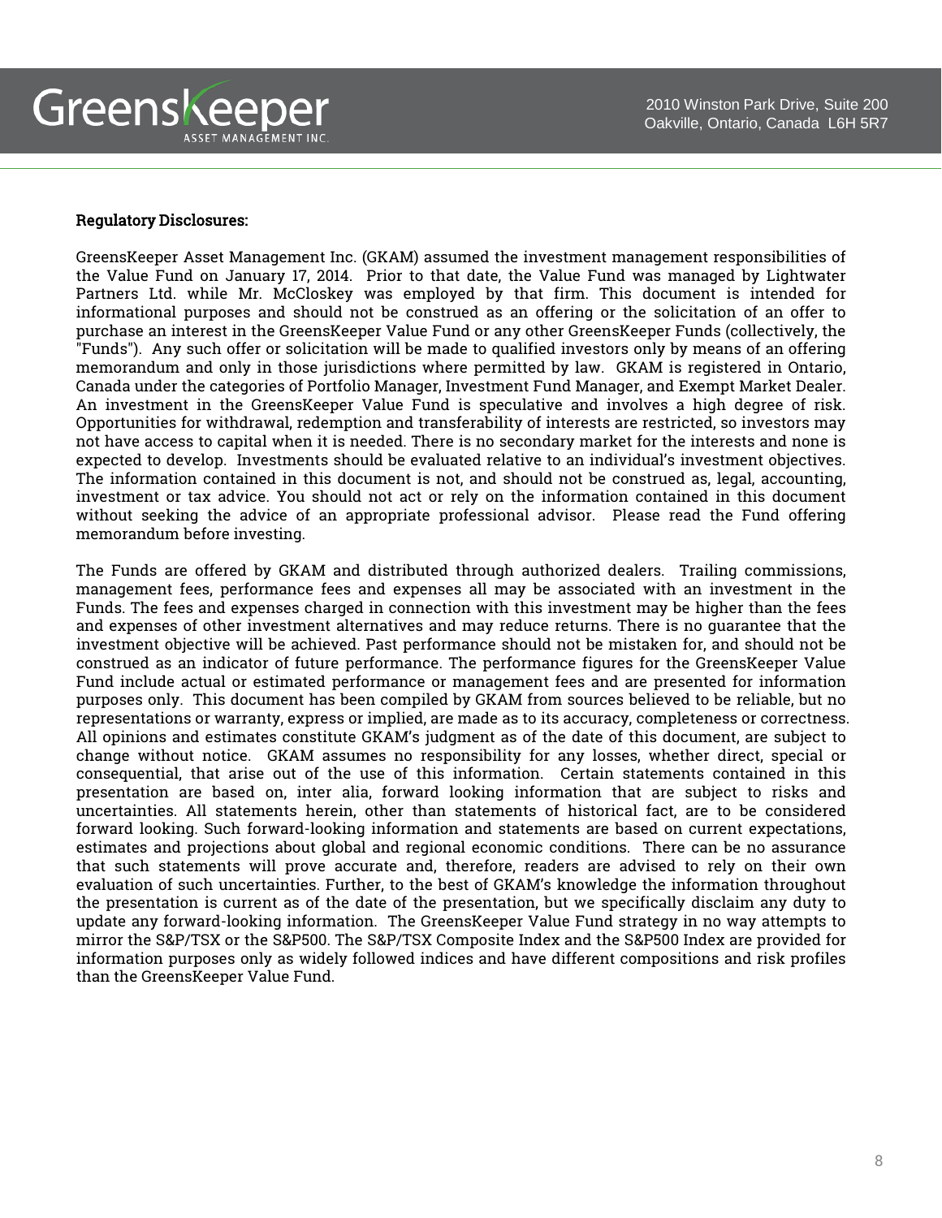**Regulatory Disclosures:**

GreensKeeper Asset Management Inc. (GKAM) assumed the investment management responsibilities of the Value Fund on January 17, 2014. Prior to that date, the Value Fund was managed by Lightwater Partners Ltd. while Mr. McCloskey was employed by that firm. This document is intended for informational purposes and should not be construed as an offering or the solicitation of an offer to purchase an interest in the GreensKeeper Value Fund or any other GreensKeeper Funds (collectively, the "Funds"). Any such offer or solicitation will be made to qualified investors only by means of an offering memorandum and only in those jurisdictions where permitted by law. GKAM is registered in Ontario, Canada under the categories of Portfolio Manager, Investment Fund Manager, and Exempt Market Dealer. An investment in the GreensKeeper Value Fund is speculative and involves a high degree of risk. Opportunities for withdrawal, redemption and transferability of interests are restricted, so investors may not have access to capital when it is needed. There is no secondary market for the interests and none is expected to develop. Investments should be evaluated relative to an individual's investment objectives. The information contained in this document is not, and should not be construed as, legal, accounting, investment or tax advice. You should not act or rely on the information contained in this document without seeking the advice of an appropriate professional advisor. Please read the Fund offering memorandum before investing.

The Funds are offered by GKAM and distributed through authorized dealers. Trailing commissions, management fees, performance fees and expenses all may be associated with an investment in the Funds. The fees and expenses charged in connection with this investment may be higher than the fees and expenses of other investment alternatives and may reduce returns. There is no guarantee that the investment objective will be achieved. Past performance should not be mistaken for, and should not be construed as an indicator of future performance. The performance figures for the GreensKeeper Value Fund include actual or estimated performance or management fees and are presented for information purposes only. This document has been compiled by GKAM from sources believed to be reliable, but no representations or warranty, express or implied, are made as to its accuracy, completeness or correctness. All opinions and estimates constitute GKAM's judgment as of the date of this document, are subject to change without notice. GKAM assumes no responsibility for any losses, whether direct, special or consequential, that arise out of the use of this information. Certain statements contained in this presentation are based on, inter alia, forward looking information that are subject to risks and uncertainties. All statements herein, other than statements of historical fact, are to be considered forward looking. Such forward-looking information and statements are based on current expectations, estimates and projections about global and regional economic conditions. There can be no assurance that such statements will prove accurate and, therefore, readers are advised to rely on their own evaluation of such uncertainties. Further, to the best of GKAM's knowledge the information throughout the presentation is current as of the date of the presentation, but we specifically disclaim any duty to update any forward-looking information. The GreensKeeper Value Fund strategy in no way attempts to mirror the S&P/TSX or the S&P500. The S&P/TSX Composite Index and the S&P500 Index are provided for information purposes only as widely followed indices and have different compositions and risk profiles than the GreensKeeper Value Fund.